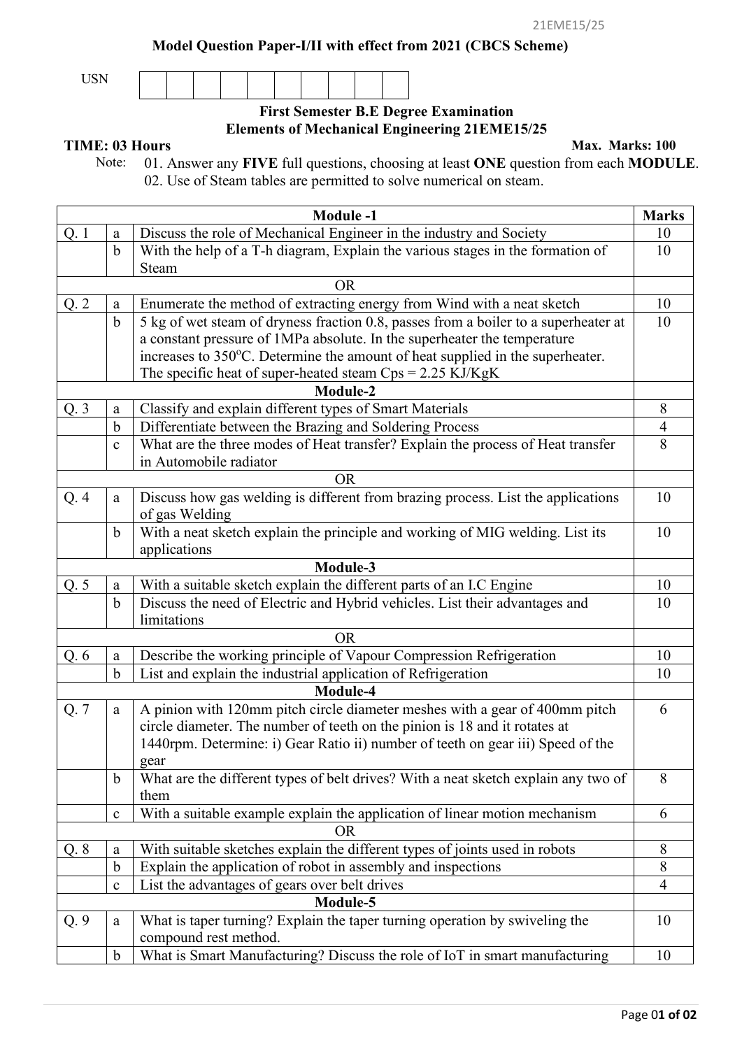21EME15/25

**Model Question Paper-I/II with effect from 2021 (CBCS Scheme)**

USN

| | | | | | | | | | |
|---|---|---|---|---|---|---|---|---|---|
| | | | | | | | | | |

**First Semester B.E Degree Examination**
**Elements of Mechanical Engineering 21EME15/25**

**TIME: 03 Hours** **Max. Marks: 100**

Note: 01. Answer any **FIVE** full questions, choosing at least **ONE** question from each **MODULE**.
02. Use of Steam tables are permitted to solve numerical on steam.

| | | **Module -1** | **Marks** |
|---|---|---|---|
| Q. 1 | a | Discuss the role of Mechanical Engineer in the industry and Society | 10 |
| | b | With the help of a T-h diagram, Explain the various stages in the formation of Steam | 10 |
| | | OR | |
| Q. 2 | a | Enumerate the method of extracting energy from Wind with a neat sketch | 10 |
| | b | 5 kg of wet steam of dryness fraction 0.8, passes from a boiler to a superheater at a constant pressure of 1MPa absolute. In the superheater the temperature increases to 350$^{o}$C. Determine the amount of heat supplied in the superheater. The specific heat of super-heated steam Cps = 2.25 KJ/KgK | 10 |
| | | **Module-2** | |
| Q. 3 | a | Classify and explain different types of Smart Materials | 8 |
| | b | Differentiate between the Brazing and Soldering Process | 4 |
| | c | What are the three modes of Heat transfer? Explain the process of Heat transfer in Automobile radiator | 8 |
| | | OR | |
| Q. 4 | a | Discuss how gas welding is different from brazing process. List the applications of gas Welding | 10 |
| | b | With a neat sketch explain the principle and working of MIG welding. List its applications | 10 |
| | | **Module-3** | |
| Q. 5 | a | With a suitable sketch explain the different parts of an I.C Engine | 10 |
| | b | Discuss the need of Electric and Hybrid vehicles. List their advantages and limitations | 10 |
| | | OR | |
| Q. 6 | a | Describe the working principle of Vapour Compression Refrigeration | 10 |
| | b | List and explain the industrial application of Refrigeration | 10 |
| | | **Module-4** | |
| Q. 7 | a | A pinion with 120mm pitch circle diameter meshes with a gear of 400mm pitch circle diameter. The number of teeth on the pinion is 18 and it rotates at 1440rpm. Determine: i) Gear Ratio ii) number of teeth on gear iii) Speed of the gear | 6 |
| | b | What are the different types of belt drives? With a neat sketch explain any two of them | 8 |
| | c | With a suitable example explain the application of linear motion mechanism | 6 |
| | | OR | |
| Q. 8 | a | With suitable sketches explain the different types of joints used in robots | 8 |
| | b | Explain the application of robot in assembly and inspections | 8 |
| | c | List the advantages of gears over belt drives | 4 |
| | | **Module-5** | |
| Q. 9 | a | What is taper turning? Explain the taper turning operation by swiveling the compound rest method. | 10 |
| | b | What is Smart Manufacturing? Discuss the role of IoT in smart manufacturing | 10 |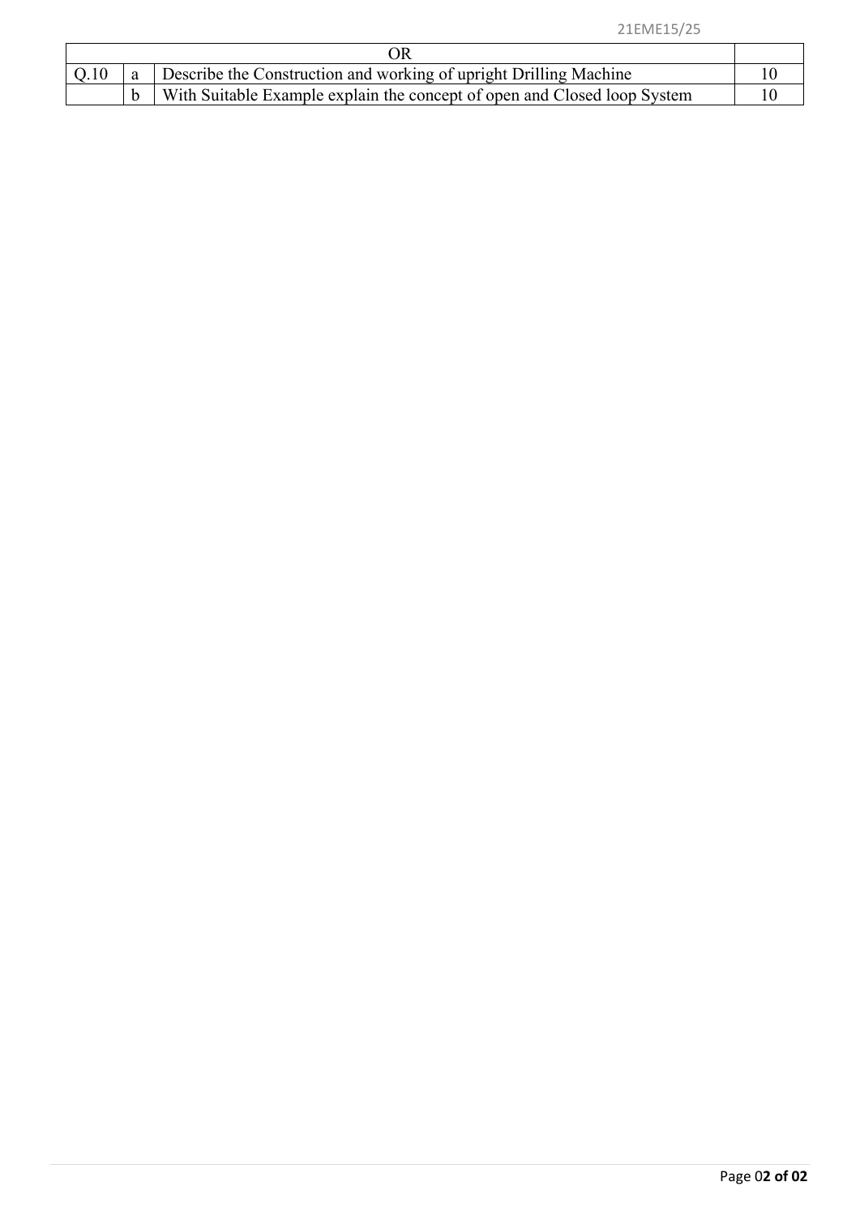| OR | | | |
|---|---|---|---|
| Q.10 | a | Describe the Construction and working of upright Drilling Machine | 10 |
| | b | With Suitable Example explain the concept of open and Closed loop System | 10 |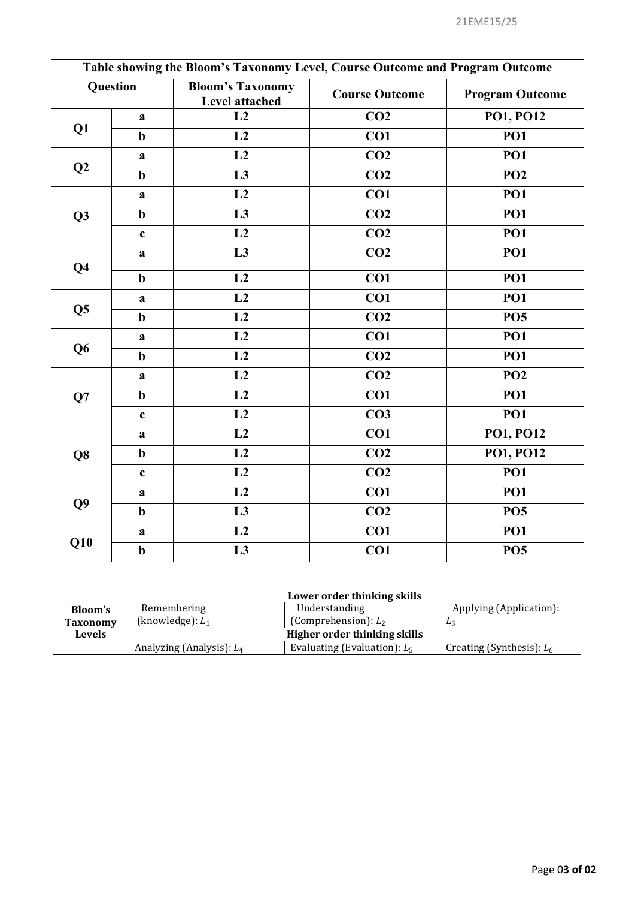| Table showing the Bloom's Taxonomy Level, Course Outcome and Program Outcome | | | | |
|---|---|---|---|---|
| **Question** | | **Bloom's Taxonomy Level attached** | **Course Outcome** | **Program Outcome** |
| **Q1** | **a** | **L2** | **CO2** | **PO1, PO12** |
| | **b** | **L2** | **CO1** | **PO1** |
| **Q2** | **a** | **L2** | **CO2** | **PO1** |
| | **b** | **L3** | **CO2** | **PO2** |
| **Q3** | **a** | **L2** | **CO1** | **PO1** |
| | **b** | **L3** | **CO2** | **PO1** |
| | **c** | **L2** | **CO2** | **PO1** |
| **Q4** | **a** | **L3** | **CO2** | **PO1** |
| | **b** | **L2** | **CO1** | **PO1** |
| **Q5** | **a** | **L2** | **CO1** | **PO1** |
| | **b** | **L2** | **CO2** | **PO5** |
| **Q6** | **a** | **L2** | **CO1** | **PO1** |
| | **b** | **L2** | **CO2** | **PO1** |
| **Q7** | **a** | **L2** | **CO2** | **PO2** |
| | **b** | **L2** | **CO1** | **PO1** |
| | **c** | **L2** | **CO3** | **PO1** |
| **Q8** | **a** | **L2** | **CO1** | **PO1, PO12** |
| | **b** | **L2** | **CO2** | **PO1, PO12** |
| | **c** | **L2** | **CO2** | **PO1** |
| **Q9** | **a** | **L2** | **CO1** | **PO1** |
| | **b** | **L3** | **CO2** | **PO5** |
| **Q10** | **a** | **L2** | **CO1** | **PO1** |
| | **b** | **L3** | **CO1** | **PO5** |

| **Bloom's Taxonomy Levels** | **Lower order thinking skills** | | |
|---|---|---|---|
| | Remembering (knowledge): $L_1$ | Understanding (Comprehension): $L_2$ | Applying (Application): $L_3$ |
| | **Higher order thinking skills** | | |
| | Analyzing (Analysis): $L_4$ | Evaluating (Evaluation): $L_5$ | Creating (Synthesis): $L_6$ |